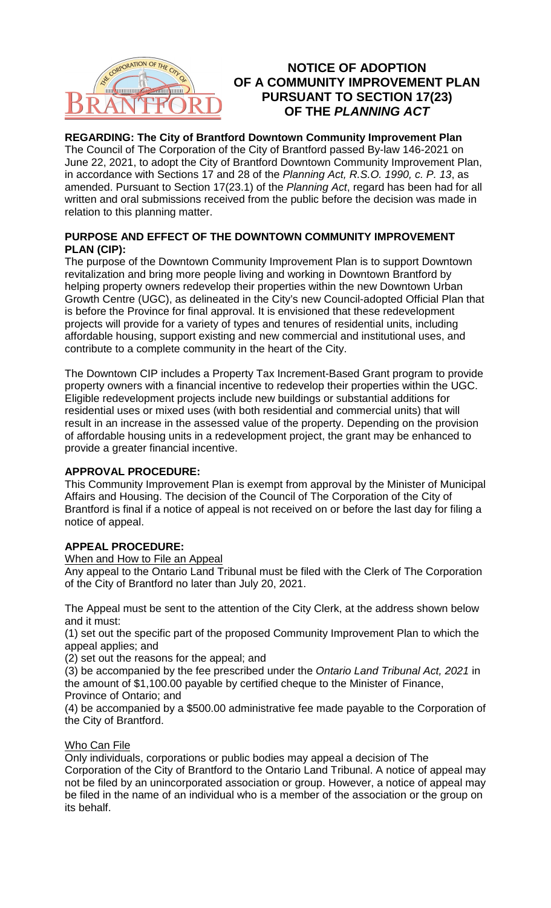# NOTICE OF ADOPTION OF A COMMUNITY IMPROVEMENT PLAN PURSUANT TO SECTION 17(23) OF THE *PLANNING ACT*

**REGARDING: The City of Brantford Downtown Community Improvement Plan**

The Council of The Corporation of the City of Brantford passed By-law 146-2021 on June 22, 2021, to adopt the City of Brantford Downtown Community Improvement Plan, in accordance with Sections 17 and 28 of the *Planning Act, R.S.O. 1990, c. P. 13*, as amended. Pursuant to Section 17(23.1) of the *Planning Act*, regard has been had for all written and oral submissions received from the public before the decision was made in relation to this planning matter.

**PURPOSE AND EFFECT OF THE DOWNTOWN COMMUNITY IMPROVEMENT PLAN (CIP):**

The purpose of the Downtown Community Improvement Plan is to support Downtown revitalization and bring more people living and working in Downtown Brantford by helping property owners redevelop their properties within the new Downtown Urban Growth Centre (UGC), as delineated in the City's new Council-adopted Official Plan that is before the Province for final approval. It is envisioned that these redevelopment projects will provide for a variety of types and tenures of residential units, including affordable housing, support existing and new commercial and institutional uses, and contribute to a complete community in the heart of the City.

The Downtown CIP includes a Property Tax Increment-Based Grant program to provide property owners with a financial incentive to redevelop their properties within the UGC. Eligible redevelopment projects include new buildings or substantial additions for residential uses or mixed uses (with both residential and commercial units) that will result in an increase in the assessed value of the property. Depending on the provision of affordable housing units in a redevelopment project, the grant may be enhanced to provide a greater financial incentive.

**APPROVAL PROCEDURE:**

This Community Improvement Plan is exempt from approval by the Minister of Municipal Affairs and Housing. The decision of the Council of The Corporation of the City of Brantford is final if a notice of appeal is not received on or before the last day for filing a notice of appeal.

**APPEAL PROCEDURE:**

When and How to File an Appeal

Any appeal to the Ontario Land Tribunal must be filed with the Clerk of The Corporation of the City of Brantford no later than July 20, 2021.

The Appeal must be sent to the attention of the City Clerk, at the address shown below and it must:

(1) set out the specific part of the proposed Community Improvement Plan to which the appeal applies; and

(2) set out the reasons for the appeal; and

(3) be accompanied by the fee prescribed under the *Ontario Land Tribunal Act, 2021* in the amount of $1,100.00 payable by certified cheque to the Minister of Finance, Province of Ontario; and

(4) be accompanied by a $500.00 administrative fee made payable to the Corporation of the City of Brantford.

Who Can File

Only individuals, corporations or public bodies may appeal a decision of The Corporation of the City of Brantford to the Ontario Land Tribunal. A notice of appeal may not be filed by an unincorporated association or group. However, a notice of appeal may be filed in the name of an individual who is a member of the association or the group on its behalf.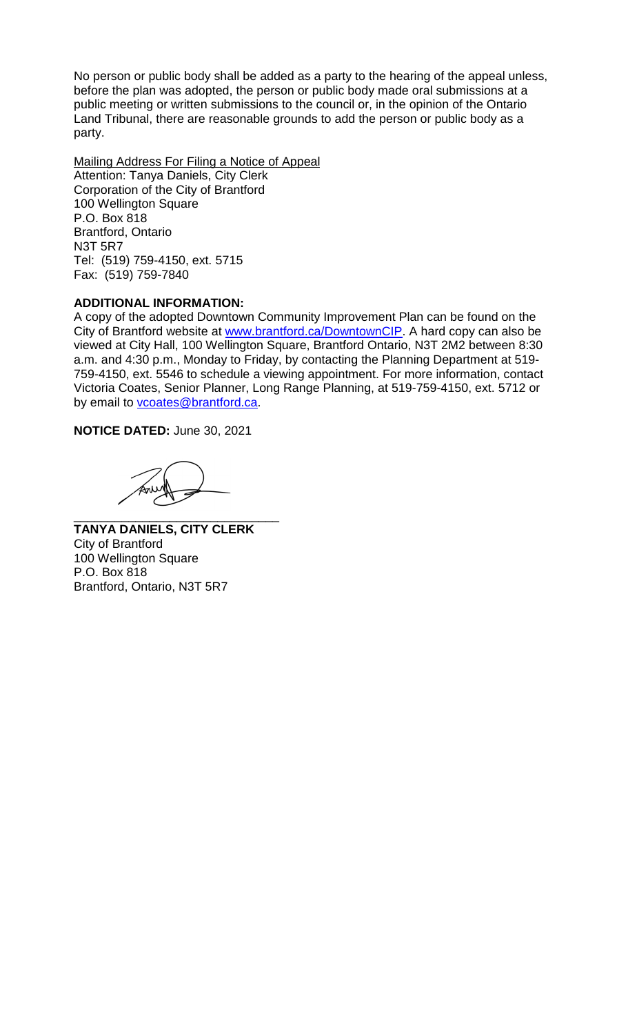No person or public body shall be added as a party to the hearing of the appeal unless, before the plan was adopted, the person or public body made oral submissions at a public meeting or written submissions to the council or, in the opinion of the Ontario Land Tribunal, there are reasonable grounds to add the person or public body as a party.

Mailing Address For Filing a Notice of Appeal
Attention: Tanya Daniels, City Clerk
Corporation of the City of Brantford
100 Wellington Square
P.O. Box 818
Brantford, Ontario
N3T 5R7
Tel: (519) 759-4150, ext. 5715
Fax: (519) 759-7840

**ADDITIONAL INFORMATION:**
A copy of the adopted Downtown Community Improvement Plan can be found on the City of Brantford website at www.brantford.ca/DowntownCIP. A hard copy can also be viewed at City Hall, 100 Wellington Square, Brantford Ontario, N3T 2M2 between 8:30 a.m. and 4:30 p.m., Monday to Friday, by contacting the Planning Department at 519-759-4150, ext. 5546 to schedule a viewing appointment. For more information, contact Victoria Coates, Senior Planner, Long Range Planning, at 519-759-4150, ext. 5712 or by email to vcoates@brantford.ca.

**NOTICE DATED:** June 30, 2021

______________________________

**TANYA DANIELS, CITY CLERK**
City of Brantford
100 Wellington Square
P.O. Box 818
Brantford, Ontario, N3T 5R7